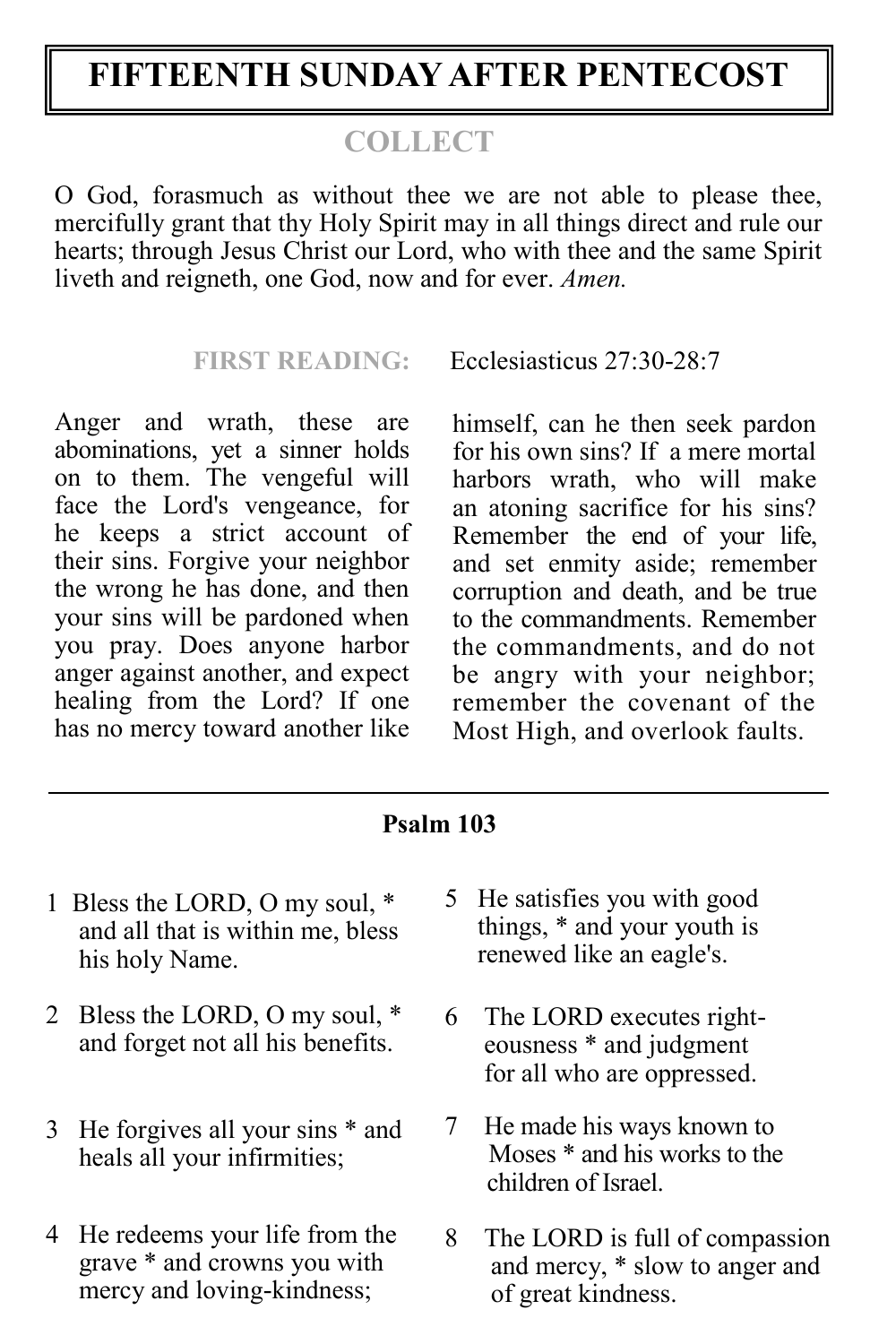# FIFTEENTH SUNDAY AFTER PENTECOST

## COLLECT

O God, forasmuch as without thee we are not able to please thee, mercifully grant that thy Holy Spirit may in all things direct and rule our hearts; through Jesus Christ our Lord, who with thee and the same Spirit liveth and reigneth, one God, now and for ever. *Amen.*

**FIRST READING:** Ecclesiasticus 27:30-28:7

Anger and wrath, these are abominations, yet a sinner holds on to them. The vengeful will face the Lord's vengeance, for he keeps a strict account of their sins. Forgive your neighbor the wrong he has done, and then your sins will be pardoned when you pray. Does anyone harbor anger against another, and expect healing from the Lord? If one has no mercy toward another like himself, can he then seek pardon for his own sins? If a mere mortal harbors wrath, who will make an atoning sacrifice for his sins? Remember the end of your life, and set enmity aside; remember corruption and death, and be true to the commandments. Remember the commandments, and do not be angry with your neighbor; remember the covenant of the Most High, and overlook faults.

---

**Psalm 103**

1 Bless the LORD, O my soul, * and all that is within me, bless his holy Name.

2 Bless the LORD, O my soul, * and forget not all his benefits.

3 He forgives all your sins * and heals all your infirmities;

4 He redeems your life from the grave * and crowns you with mercy and loving-kindness;

5 He satisfies you with good things, * and your youth is renewed like an eagle's.

6 The LORD executes righteousness * and judgment for all who are oppressed.

7 He made his ways known to Moses * and his works to the children of Israel.

8 The LORD is full of compassion and mercy, * slow to anger and of great kindness.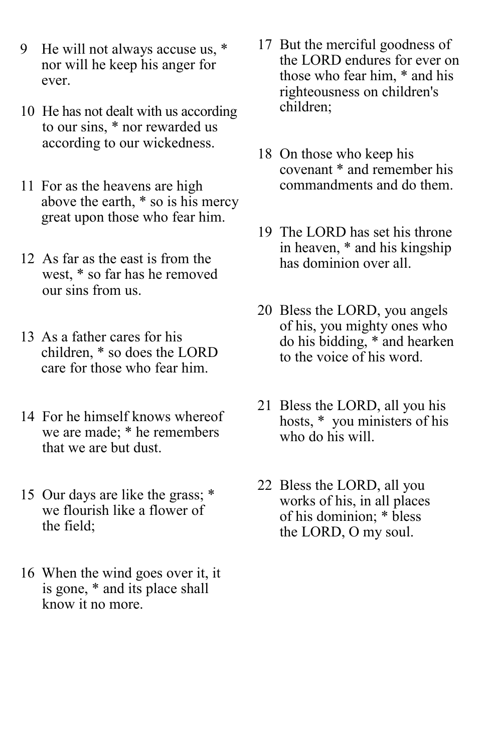9 He will not always accuse us, * nor will he keep his anger for ever.

10 He has not dealt with us according to our sins, * nor rewarded us according to our wickedness.

11 For as the heavens are high above the earth, * so is his mercy great upon those who fear him.

12 As far as the east is from the west, * so far has he removed our sins from us.

13 As a father cares for his children, * so does the LORD care for those who fear him.

14 For he himself knows whereof we are made; * he remembers that we are but dust.

15 Our days are like the grass; * we flourish like a flower of the field;

16 When the wind goes over it, it is gone, * and its place shall know it no more.

17 But the merciful goodness of the LORD endures for ever on those who fear him, * and his righteousness on children's children;

18 On those who keep his covenant * and remember his commandments and do them.

19 The LORD has set his throne in heaven, * and his kingship has dominion over all.

20 Bless the LORD, you angels of his, you mighty ones who do his bidding, * and hearken to the voice of his word.

21 Bless the LORD, all you his hosts, * you ministers of his who do his will.

22 Bless the LORD, all you works of his, in all places of his dominion; * bless the LORD, O my soul.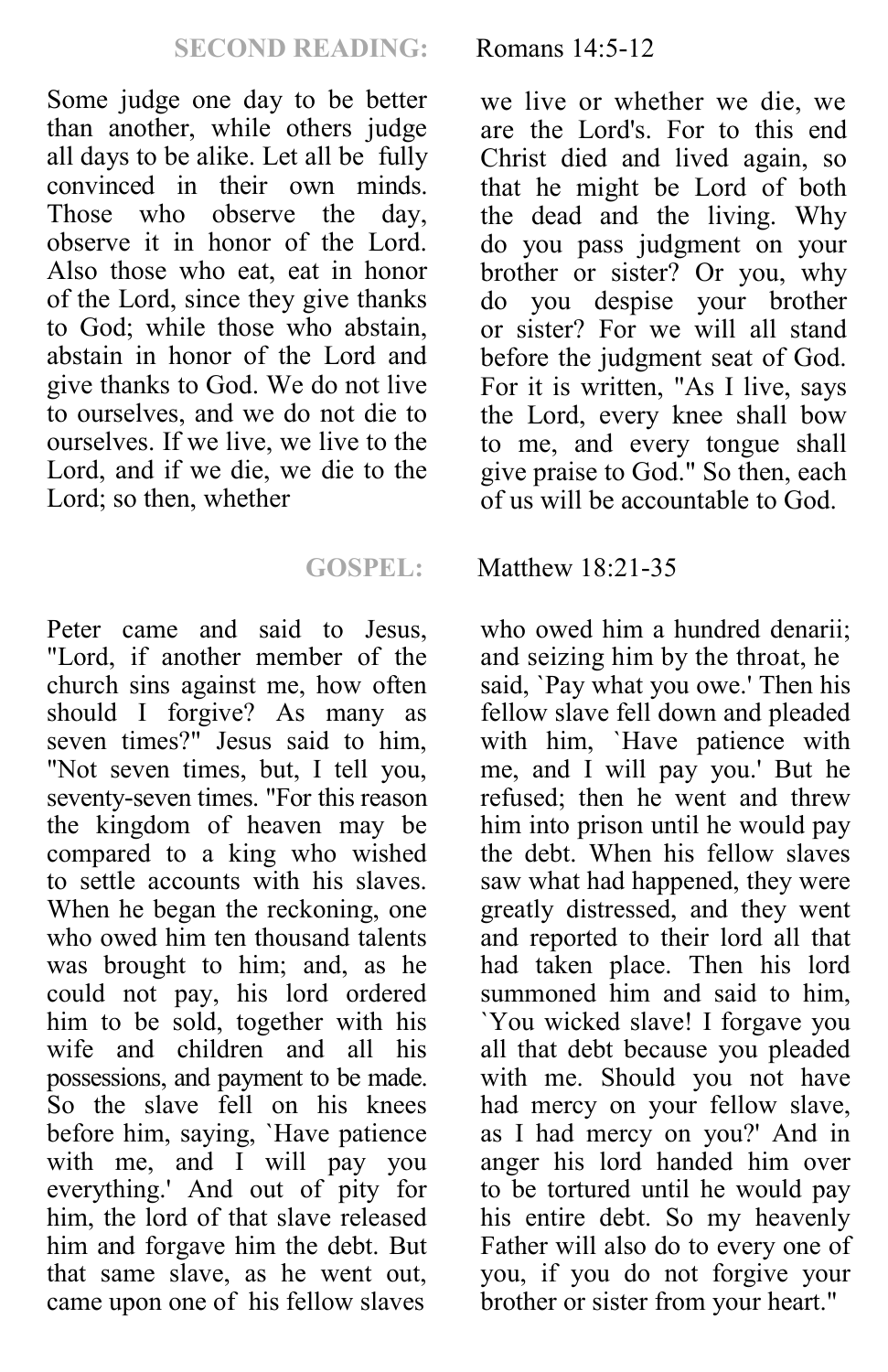## SECOND READING: Romans 14:5-12

Some judge one day to be better than another, while others judge all days to be alike. Let all be fully convinced in their own minds. Those who observe the day, observe it in honor of the Lord. Also those who eat, eat in honor of the Lord, since they give thanks to God; while those who abstain, abstain in honor of the Lord and give thanks to God. We do not live to ourselves, and we do not die to ourselves. If we live, we live to the Lord, and if we die, we die to the Lord; so then, whether we live or whether we die, we are the Lord's. For to this end Christ died and lived again, so that he might be Lord of both the dead and the living. Why do you pass judgment on your brother or sister? Or you, why do you despise your brother or sister? For we will all stand before the judgment seat of God. For it is written, "As I live, says the Lord, every knee shall bow to me, and every tongue shall give praise to God." So then, each of us will be accountable to God.

## GOSPEL: Matthew 18:21-35

Peter came and said to Jesus, "Lord, if another member of the church sins against me, how often should I forgive? As many as seven times?" Jesus said to him, "Not seven times, but, I tell you, seventy-seven times. "For this reason the kingdom of heaven may be compared to a king who wished to settle accounts with his slaves. When he began the reckoning, one who owed him ten thousand talents was brought to him; and, as he could not pay, his lord ordered him to be sold, together with his wife and children and all his possessions, and payment to be made. So the slave fell on his knees before him, saying, `Have patience with me, and I will pay you everything.' And out of pity for him, the lord of that slave released him and forgave him the debt. But that same slave, as he went out, came upon one of his fellow slaves who owed him a hundred denarii; and seizing him by the throat, he said, `Pay what you owe.' Then his fellow slave fell down and pleaded with him, `Have patience with me, and I will pay you.' But he refused; then he went and threw him into prison until he would pay the debt. When his fellow slaves saw what had happened, they were greatly distressed, and they went and reported to their lord all that had taken place. Then his lord summoned him and said to him, `You wicked slave! I forgave you all that debt because you pleaded with me. Should you not have had mercy on your fellow slave, as I had mercy on you?' And in anger his lord handed him over to be tortured until he would pay his entire debt. So my heavenly Father will also do to every one of you, if you do not forgive your brother or sister from your heart."